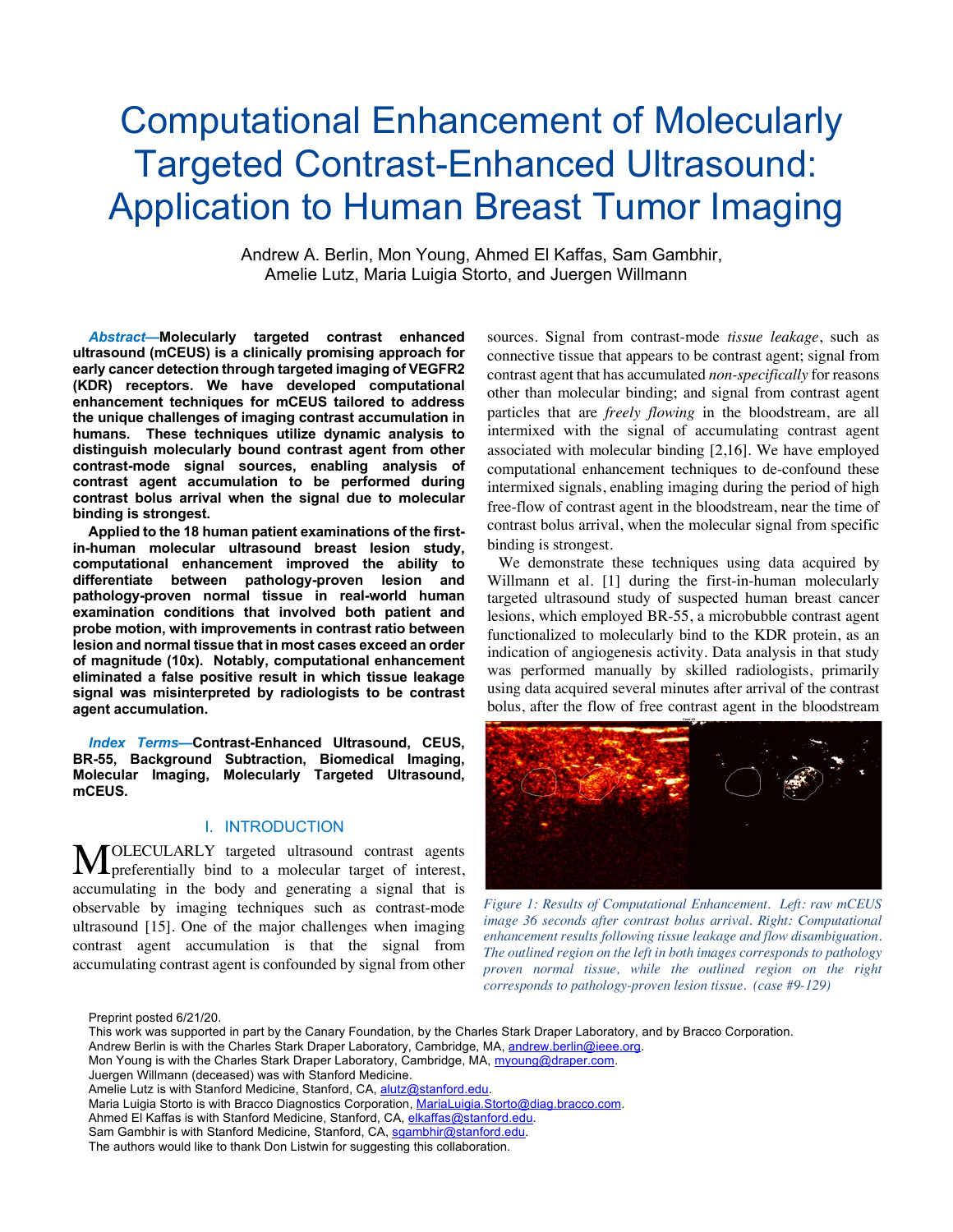# Computational Enhancement of Molecularly Targeted Contrast-Enhanced Ultrasound: Application to Human Breast Tumor Imaging

Andrew A. Berlin, Mon Young, Ahmed El Kaffas, Sam Gambhir, Amelie Lutz, Maria Luigia Storto, and Juergen Willmann

***Abstract*—Molecularly targeted contrast enhanced ultrasound (mCEUS) is a clinically promising approach for early cancer detection through targeted imaging of VEGFR2 (KDR) receptors. We have developed computational enhancement techniques for mCEUS tailored to address the unique challenges of imaging contrast accumulation in humans. These techniques utilize dynamic analysis to distinguish molecularly bound contrast agent from other contrast-mode signal sources, enabling analysis of contrast agent accumulation to be performed during contrast bolus arrival when the signal due to molecular binding is strongest.**

**Applied to the 18 human patient examinations of the first-in-human molecular ultrasound breast lesion study, computational enhancement improved the ability to differentiate between pathology-proven lesion and pathology-proven normal tissue in real-world human examination conditions that involved both patient and probe motion, with improvements in contrast ratio between lesion and normal tissue that in most cases exceed an order of magnitude (10x). Notably, computational enhancement eliminated a false positive result in which tissue leakage signal was misinterpreted by radiologists to be contrast agent accumulation.**

***Index Terms*—Contrast-Enhanced Ultrasound, CEUS, BR-55, Background Subtraction, Biomedical Imaging, Molecular Imaging, Molecularly Targeted Ultrasound, mCEUS.**

## I. INTRODUCTION

MOLECULARLY targeted ultrasound contrast agents preferentially bind to a molecular target of interest, accumulating in the body and generating a signal that is observable by imaging techniques such as contrast-mode ultrasound [15]. One of the major challenges when imaging contrast agent accumulation is that the signal from accumulating contrast agent is confounded by signal from other sources. Signal from contrast-mode *tissue leakage*, such as connective tissue that appears to be contrast agent; signal from contrast agent that has accumulated *non-specifically* for reasons other than molecular binding; and signal from contrast agent particles that are *freely flowing* in the bloodstream, are all intermixed with the signal of accumulating contrast agent associated with molecular binding [2,16]. We have employed computational enhancement techniques to de-confound these intermixed signals, enabling imaging during the period of high free-flow of contrast agent in the bloodstream, near the time of contrast bolus arrival, when the molecular signal from specific binding is strongest.

We demonstrate these techniques using data acquired by Willmann et al. [1] during the first-in-human molecularly targeted ultrasound study of suspected human breast cancer lesions, which employed BR-55, a microbubble contrast agent functionalized to molecularly bind to the KDR protein, as an indication of angiogenesis activity. Data analysis in that study was performed manually by skilled radiologists, primarily using data acquired several minutes after arrival of the contrast bolus, after the flow of free contrast agent in the bloodstream

*Figure 1: Results of Computational Enhancement. Left: raw mCEUS image 36 seconds after contrast bolus arrival. Right: Computational enhancement results following tissue leakage and flow disambiguation. The outlined region on the left in both images corresponds to pathology proven normal tissue, while the outlined region on the right corresponds to pathology-proven lesion tissue. (case #9-129)*

Preprint posted 6/21/20.
This work was supported in part by the Canary Foundation, by the Charles Stark Draper Laboratory, and by Bracco Corporation.
Andrew Berlin is with the Charles Stark Draper Laboratory, Cambridge, MA, andrew.berlin@ieee.org.
Mon Young is with the Charles Stark Draper Laboratory, Cambridge, MA, myoung@draper.com.
Juergen Willmann (deceased) was with Stanford Medicine.
Amelie Lutz is with Stanford Medicine, Stanford, CA, alutz@stanford.edu.
Maria Luigia Storto is with Bracco Diagnostics Corporation, MariaLuigia.Storto@diag.bracco.com.
Ahmed El Kaffas is with Stanford Medicine, Stanford, CA, elkaffas@stanford.edu.
Sam Gambhir is with Stanford Medicine, Stanford, CA, sgambhir@stanford.edu.
The authors would like to thank Don Listwin for suggesting this collaboration.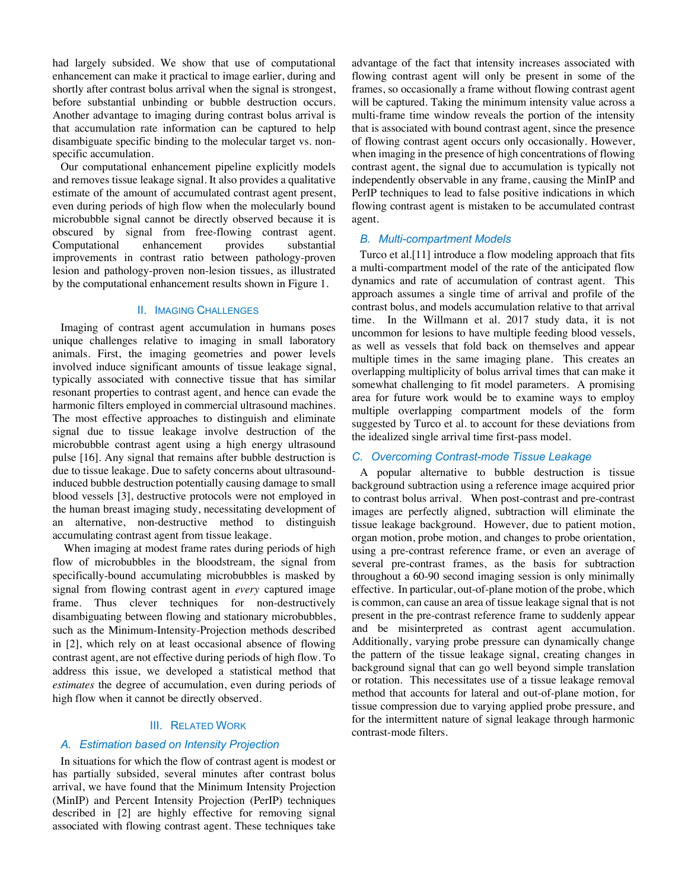had largely subsided. We show that use of computational enhancement can make it practical to image earlier, during and shortly after contrast bolus arrival when the signal is strongest, before substantial unbinding or bubble destruction occurs. Another advantage to imaging during contrast bolus arrival is that accumulation rate information can be captured to help disambiguate specific binding to the molecular target vs. non-specific accumulation.

Our computational enhancement pipeline explicitly models and removes tissue leakage signal. It also provides a qualitative estimate of the amount of accumulated contrast agent present, even during periods of high flow when the molecularly bound microbubble signal cannot be directly observed because it is obscured by signal from free-flowing contrast agent. Computational enhancement provides substantial improvements in contrast ratio between pathology-proven lesion and pathology-proven non-lesion tissues, as illustrated by the computational enhancement results shown in Figure 1.

## II. Imaging Challenges

Imaging of contrast agent accumulation in humans poses unique challenges relative to imaging in small laboratory animals. First, the imaging geometries and power levels involved induce significant amounts of tissue leakage signal, typically associated with connective tissue that has similar resonant properties to contrast agent, and hence can evade the harmonic filters employed in commercial ultrasound machines. The most effective approaches to distinguish and eliminate signal due to tissue leakage involve destruction of the microbubble contrast agent using a high energy ultrasound pulse [16]. Any signal that remains after bubble destruction is due to tissue leakage. Due to safety concerns about ultrasound-induced bubble destruction potentially causing damage to small blood vessels [3], destructive protocols were not employed in the human breast imaging study, necessitating development of an alternative, non-destructive method to distinguish accumulating contrast agent from tissue leakage.

When imaging at modest frame rates during periods of high flow of microbubbles in the bloodstream, the signal from specifically-bound accumulating microbubbles is masked by signal from flowing contrast agent in *every* captured image frame. Thus clever techniques for non-destructively disambiguating between flowing and stationary microbubbles, such as the Minimum-Intensity-Projection methods described in [2], which rely on at least occasional absence of flowing contrast agent, are not effective during periods of high flow. To address this issue, we developed a statistical method that *estimates* the degree of accumulation, even during periods of high flow when it cannot be directly observed.

## III. Related Work

### A. Estimation based on Intensity Projection

In situations for which the flow of contrast agent is modest or has partially subsided, several minutes after contrast bolus arrival, we have found that the Minimum Intensity Projection (MinIP) and Percent Intensity Projection (PerIP) techniques described in [2] are highly effective for removing signal associated with flowing contrast agent. These techniques take advantage of the fact that intensity increases associated with flowing contrast agent will only be present in some of the frames, so occasionally a frame without flowing contrast agent will be captured. Taking the minimum intensity value across a multi-frame time window reveals the portion of the intensity that is associated with bound contrast agent, since the presence of flowing contrast agent occurs only occasionally. However, when imaging in the presence of high concentrations of flowing contrast agent, the signal due to accumulation is typically not independently observable in any frame, causing the MinIP and PerIP techniques to lead to false positive indications in which flowing contrast agent is mistaken to be accumulated contrast agent.

### B. Multi-compartment Models

Turco et al.[11] introduce a flow modeling approach that fits a multi-compartment model of the rate of the anticipated flow dynamics and rate of accumulation of contrast agent. This approach assumes a single time of arrival and profile of the contrast bolus, and models accumulation relative to that arrival time. In the Willmann et al. 2017 study data, it is not uncommon for lesions to have multiple feeding blood vessels, as well as vessels that fold back on themselves and appear multiple times in the same imaging plane. This creates an overlapping multiplicity of bolus arrival times that can make it somewhat challenging to fit model parameters. A promising area for future work would be to examine ways to employ multiple overlapping compartment models of the form suggested by Turco et al. to account for these deviations from the idealized single arrival time first-pass model.

### C. Overcoming Contrast-mode Tissue Leakage

A popular alternative to bubble destruction is tissue background subtraction using a reference image acquired prior to contrast bolus arrival. When post-contrast and pre-contrast images are perfectly aligned, subtraction will eliminate the tissue leakage background. However, due to patient motion, organ motion, probe motion, and changes to probe orientation, using a pre-contrast reference frame, or even an average of several pre-contrast frames, as the basis for subtraction throughout a 60-90 second imaging session is only minimally effective. In particular, out-of-plane motion of the probe, which is common, can cause an area of tissue leakage signal that is not present in the pre-contrast reference frame to suddenly appear and be misinterpreted as contrast agent accumulation. Additionally, varying probe pressure can dynamically change the pattern of the tissue leakage signal, creating changes in background signal that can go well beyond simple translation or rotation. This necessitates use of a tissue leakage removal method that accounts for lateral and out-of-plane motion, for tissue compression due to varying applied probe pressure, and for the intermittent nature of signal leakage through harmonic contrast-mode filters.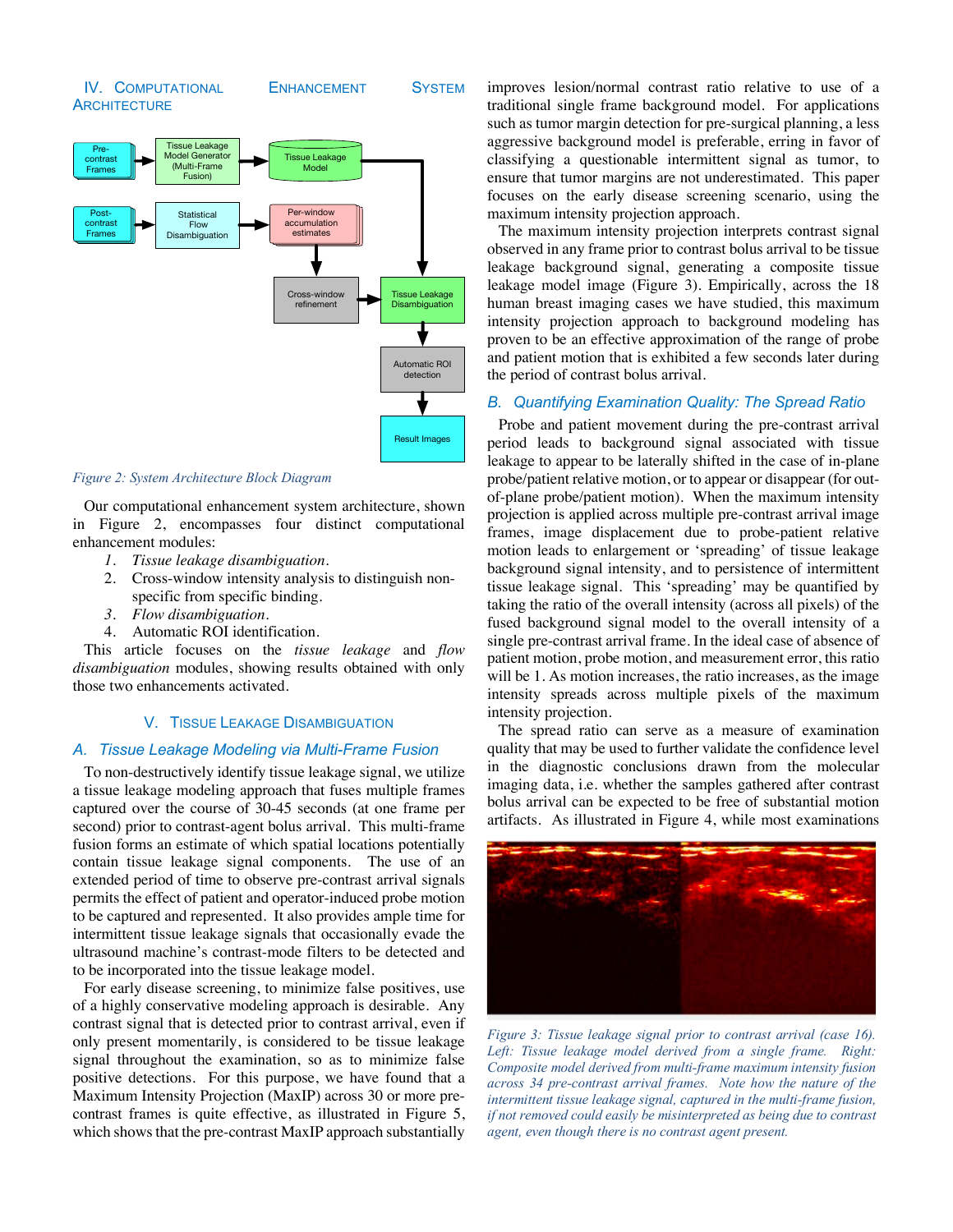## IV. Computational Enhancement System Architecture

*Figure 2: System Architecture Block Diagram*

Our computational enhancement system architecture, shown in Figure 2, encompasses four distinct computational enhancement modules:

1. *Tissue leakage disambiguation*.
2. Cross-window intensity analysis to distinguish non-specific from specific binding.
3. *Flow disambiguation*.
4. Automatic ROI identification.

This article focuses on the *tissue leakage* and *flow disambiguation* modules, showing results obtained with only those two enhancements activated.

## V. Tissue Leakage Disambiguation

### A. Tissue Leakage Modeling via Multi-Frame Fusion

To non-destructively identify tissue leakage signal, we utilize a tissue leakage modeling approach that fuses multiple frames captured over the course of 30-45 seconds (at one frame per second) prior to contrast-agent bolus arrival. This multi-frame fusion forms an estimate of which spatial locations potentially contain tissue leakage signal components. The use of an extended period of time to observe pre-contrast arrival signals permits the effect of patient and operator-induced probe motion to be captured and represented. It also provides ample time for intermittent tissue leakage signals that occasionally evade the ultrasound machine's contrast-mode filters to be detected and to be incorporated into the tissue leakage model.

For early disease screening, to minimize false positives, use of a highly conservative modeling approach is desirable. Any contrast signal that is detected prior to contrast arrival, even if only present momentarily, is considered to be tissue leakage signal throughout the examination, so as to minimize false positive detections. For this purpose, we have found that a Maximum Intensity Projection (MaxIP) across 30 or more pre-contrast frames is quite effective, as illustrated in Figure 5, which shows that the pre-contrast MaxIP approach substantially improves lesion/normal contrast ratio relative to use of a traditional single frame background model. For applications such as tumor margin detection for pre-surgical planning, a less aggressive background model is preferable, erring in favor of classifying a questionable intermittent signal as tumor, to ensure that tumor margins are not underestimated. This paper focuses on the early disease screening scenario, using the maximum intensity projection approach.

The maximum intensity projection interprets contrast signal observed in any frame prior to contrast bolus arrival to be tissue leakage background signal, generating a composite tissue leakage model image (Figure 3). Empirically, across the 18 human breast imaging cases we have studied, this maximum intensity projection approach to background modeling has proven to be an effective approximation of the range of probe and patient motion that is exhibited a few seconds later during the period of contrast bolus arrival.

### B. Quantifying Examination Quality: The Spread Ratio

Probe and patient movement during the pre-contrast arrival period leads to background signal associated with tissue leakage to appear to be laterally shifted in the case of in-plane probe/patient relative motion, or to appear or disappear (for out-of-plane probe/patient motion). When the maximum intensity projection is applied across multiple pre-contrast arrival image frames, image displacement due to probe-patient relative motion leads to enlargement or 'spreading' of tissue leakage background signal intensity, and to persistence of intermittent tissue leakage signal. This 'spreading' may be quantified by taking the ratio of the overall intensity (across all pixels) of the fused background signal model to the overall intensity of a single pre-contrast arrival frame. In the ideal case of absence of patient motion, probe motion, and measurement error, this ratio will be 1. As motion increases, the ratio increases, as the image intensity spreads across multiple pixels of the maximum intensity projection.

The spread ratio can serve as a measure of examination quality that may be used to further validate the confidence level in the diagnostic conclusions drawn from the molecular imaging data, i.e. whether the samples gathered after contrast bolus arrival can be expected to be free of substantial motion artifacts. As illustrated in Figure 4, while most examinations

*Figure 3: Tissue leakage signal prior to contrast arrival (case 16). Left: Tissue leakage model derived from a single frame. Right: Composite model derived from multi-frame maximum intensity fusion across 34 pre-contrast arrival frames. Note how the nature of the intermittent tissue leakage signal, captured in the multi-frame fusion, if not removed could easily be misinterpreted as being due to contrast agent, even though there is no contrast agent present.*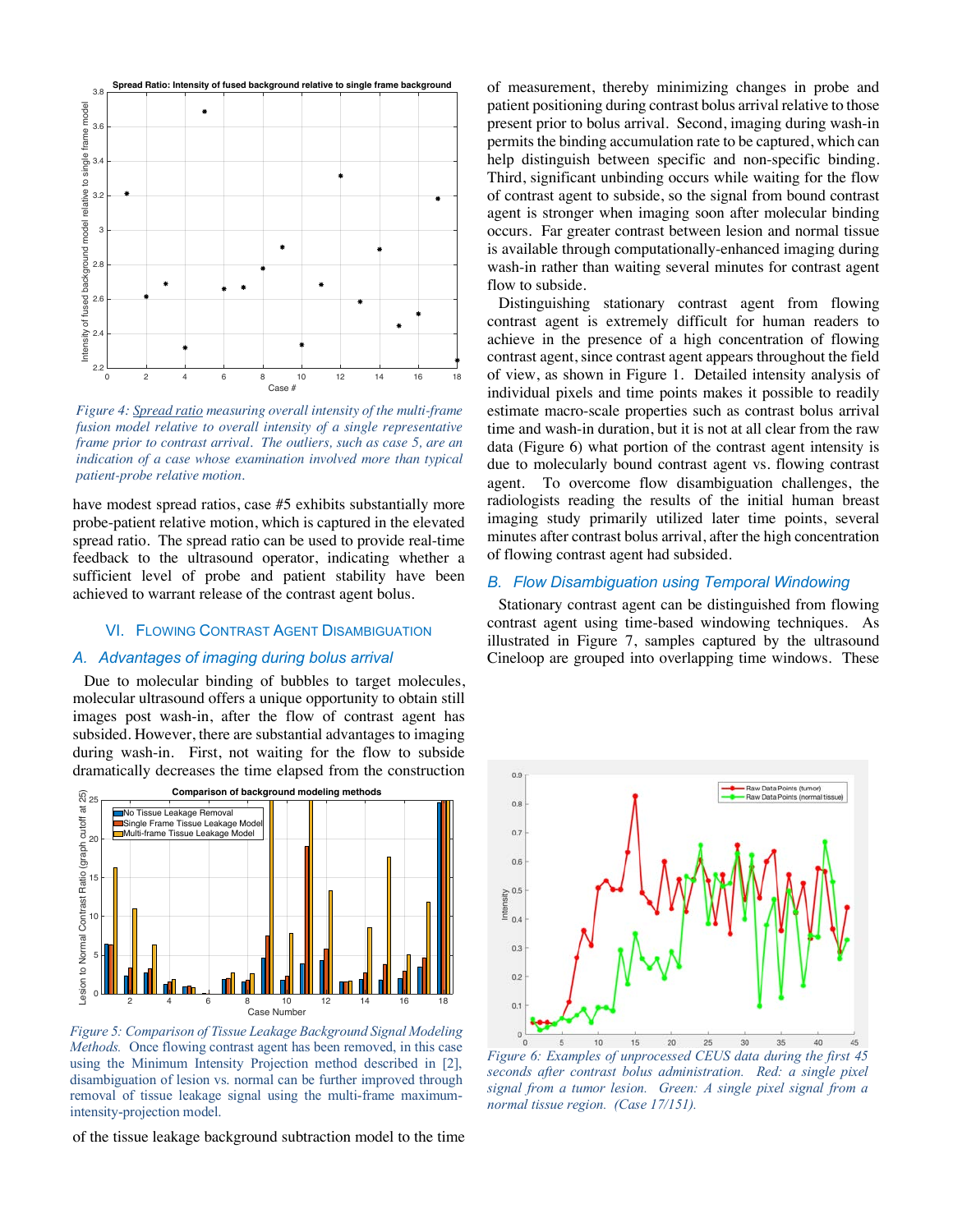*Figure 4: Spread ratio measuring overall intensity of the multi-frame fusion model relative to overall intensity of a single representative frame prior to contrast arrival. The outliers, such as case 5, are an indication of a case whose examination involved more than typical patient-probe relative motion.*

have modest spread ratios, case #5 exhibits substantially more probe-patient relative motion, which is captured in the elevated spread ratio. The spread ratio can be used to provide real-time feedback to the ultrasound operator, indicating whether a sufficient level of probe and patient stability have been achieved to warrant release of the contrast agent bolus.

## VI. Flowing Contrast Agent Disambiguation

### A. Advantages of imaging during bolus arrival

Due to molecular binding of bubbles to target molecules, molecular ultrasound offers a unique opportunity to obtain still images post wash-in, after the flow of contrast agent has subsided. However, there are substantial advantages to imaging during wash-in. First, not waiting for the flow to subside dramatically decreases the time elapsed from the construction of the tissue leakage background subtraction model to the time of measurement, thereby minimizing changes in probe and patient positioning during contrast bolus arrival relative to those present prior to bolus arrival. Second, imaging during wash-in permits the binding accumulation rate to be captured, which can help distinguish between specific and non-specific binding. Third, significant unbinding occurs while waiting for the flow of contrast agent to subside, so the signal from bound contrast agent is stronger when imaging soon after molecular binding occurs. Far greater contrast between lesion and normal tissue is available through computationally-enhanced imaging during wash-in rather than waiting several minutes for contrast agent flow to subside.

*Figure 5: Comparison of Tissue Leakage Background Signal Modeling Methods.* Once flowing contrast agent has been removed, in this case using the Minimum Intensity Projection method described in [2], disambiguation of lesion vs. normal can be further improved through removal of tissue leakage signal using the multi-frame maximum-intensity-projection model.

Distinguishing stationary contrast agent from flowing contrast agent is extremely difficult for human readers to achieve in the presence of a high concentration of flowing contrast agent, since contrast agent appears throughout the field of view, as shown in Figure 1. Detailed intensity analysis of individual pixels and time points makes it possible to readily estimate macro-scale properties such as contrast bolus arrival time and wash-in duration, but it is not at all clear from the raw data (Figure 6) what portion of the contrast agent intensity is due to molecularly bound contrast agent vs. flowing contrast agent. To overcome flow disambiguation challenges, the radiologists reading the results of the initial human breast imaging study primarily utilized later time points, several minutes after contrast bolus arrival, after the high concentration of flowing contrast agent had subsided.

### B. Flow Disambiguation using Temporal Windowing

Stationary contrast agent can be distinguished from flowing contrast agent using time-based windowing techniques. As illustrated in Figure 7, samples captured by the ultrasound Cineloop are grouped into overlapping time windows. These

*Figure 6: Examples of unprocessed CEUS data during the first 45 seconds after contrast bolus administration. Red: a single pixel signal from a tumor lesion. Green: A single pixel signal from a normal tissue region. (Case 17/151).*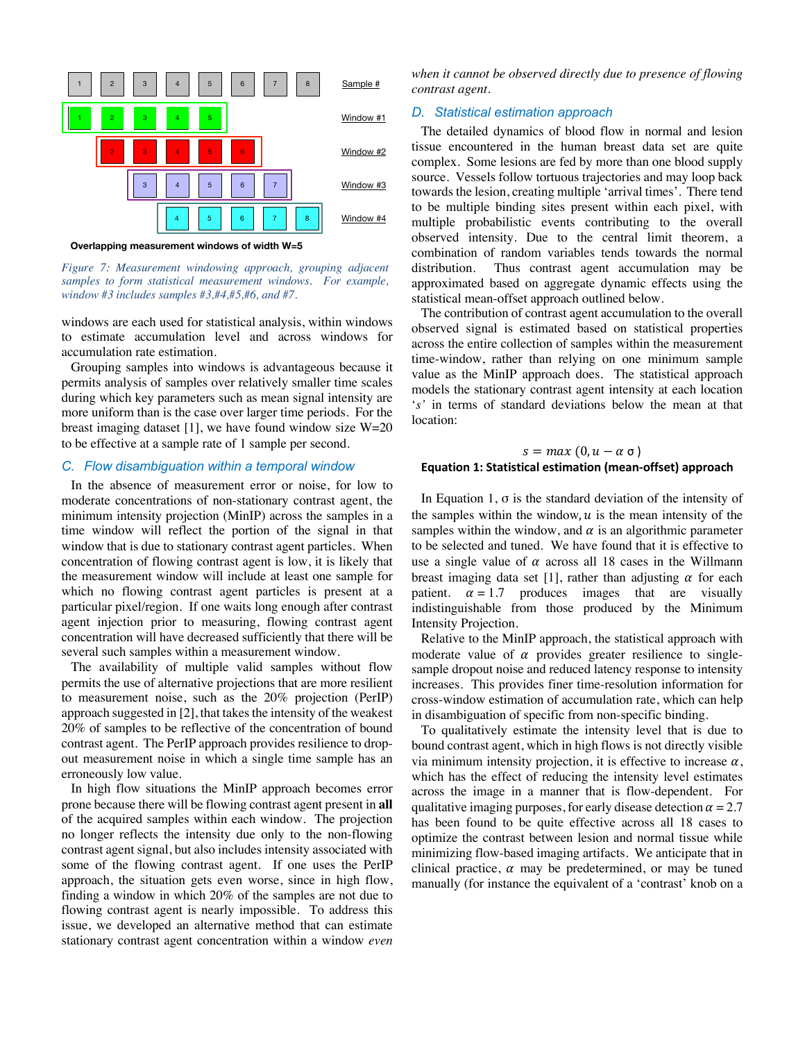| | | | | | | | | |
|---|---|---|---|---|---|---|---|---|
| 1 | 2 | 3 | 4 | 5 | 6 | 7 | 8 | Sample # |
| 1 | 2 | 3 | 4 | 5 | | | | Window #1 |
| | 2 | 3 | 4 | 5 | 6 | | | Window #2 |
| | | 3 | 4 | 5 | 6 | 7 | | Window #3 |
| | | | 4 | 5 | 6 | 7 | 8 | Window #4 |

**Overlapping measurement windows of width W=5**

*Figure 7: Measurement windowing approach, grouping adjacent samples to form statistical measurement windows. For example, window #3 includes samples #3,#4,#5,#6, and #7.*

windows are each used for statistical analysis, within windows to estimate accumulation level and across windows for accumulation rate estimation.

Grouping samples into windows is advantageous because it permits analysis of samples over relatively smaller time scales during which key parameters such as mean signal intensity are more uniform than is the case over larger time periods. For the breast imaging dataset [1], we have found window size W=20 to be effective at a sample rate of 1 sample per second.

### C. Flow disambiguation within a temporal window

In the absence of measurement error or noise, for low to moderate concentrations of non-stationary contrast agent, the minimum intensity projection (MinIP) across the samples in a time window will reflect the portion of the signal in that window that is due to stationary contrast agent particles. When concentration of flowing contrast agent is low, it is likely that the measurement window will include at least one sample for which no flowing contrast agent particles is present at a particular pixel/region. If one waits long enough after contrast agent injection prior to measuring, flowing contrast agent concentration will have decreased sufficiently that there will be several such samples within a measurement window.

The availability of multiple valid samples without flow permits the use of alternative projections that are more resilient to measurement noise, such as the 20% projection (PerIP) approach suggested in [2], that takes the intensity of the weakest 20% of samples to be reflective of the concentration of bound contrast agent. The PerIP approach provides resilience to drop-out measurement noise in which a single time sample has an erroneously low value.

In high flow situations the MinIP approach becomes error prone because there will be flowing contrast agent present in **all** of the acquired samples within each window. The projection no longer reflects the intensity due only to the non-flowing contrast agent signal, but also includes intensity associated with some of the flowing contrast agent. If one uses the PerIP approach, the situation gets even worse, since in high flow, finding a window in which 20% of the samples are not due to flowing contrast agent is nearly impossible. To address this issue, we developed an alternative method that can estimate stationary contrast agent concentration within a window *even when it cannot be observed directly due to presence of flowing contrast agent.*

### D. Statistical estimation approach

The detailed dynamics of blood flow in normal and lesion tissue encountered in the human breast data set are quite complex. Some lesions are fed by more than one blood supply source. Vessels follow tortuous trajectories and may loop back towards the lesion, creating multiple 'arrival times'. There tend to be multiple binding sites present within each pixel, with multiple probabilistic events contributing to the overall observed intensity. Due to the central limit theorem, a combination of random variables tends towards the normal distribution. Thus contrast agent accumulation may be approximated based on aggregate dynamic effects using the statistical mean-offset approach outlined below.

The contribution of contrast agent accumulation to the overall observed signal is estimated based on statistical properties across the entire collection of samples within the measurement time-window, rather than relying on one minimum sample value as the MinIP approach does. The statistical approach models the stationary contrast agent intensity at each location '$s$' in terms of standard deviations below the mean at that location:

$$s = max\ (0, u - \alpha\ \sigma\ )$$

**Equation 1: Statistical estimation (mean-offset) approach**

In Equation 1, $\sigma$ is the standard deviation of the intensity of the samples within the window, $u$ is the mean intensity of the samples within the window, and $\alpha$ is an algorithmic parameter to be selected and tuned. We have found that it is effective to use a single value of $\alpha$ across all 18 cases in the Willmann breast imaging data set [1], rather than adjusting $\alpha$ for each patient. $\alpha = 1.7$ produces images that are visually indistinguishable from those produced by the Minimum Intensity Projection.

Relative to the MinIP approach, the statistical approach with moderate value of $\alpha$ provides greater resilience to single-sample dropout noise and reduced latency response to intensity increases. This provides finer time-resolution information for cross-window estimation of accumulation rate, which can help in disambiguation of specific from non-specific binding.

To qualitatively estimate the intensity level that is due to bound contrast agent, which in high flows is not directly visible via minimum intensity projection, it is effective to increase $\alpha$, which has the effect of reducing the intensity level estimates across the image in a manner that is flow-dependent. For qualitative imaging purposes, for early disease detection $\alpha = 2.7$ has been found to be quite effective across all 18 cases to optimize the contrast between lesion and normal tissue while minimizing flow-based imaging artifacts. We anticipate that in clinical practice, $\alpha$ may be predetermined, or may be tuned manually (for instance the equivalent of a 'contrast' knob on a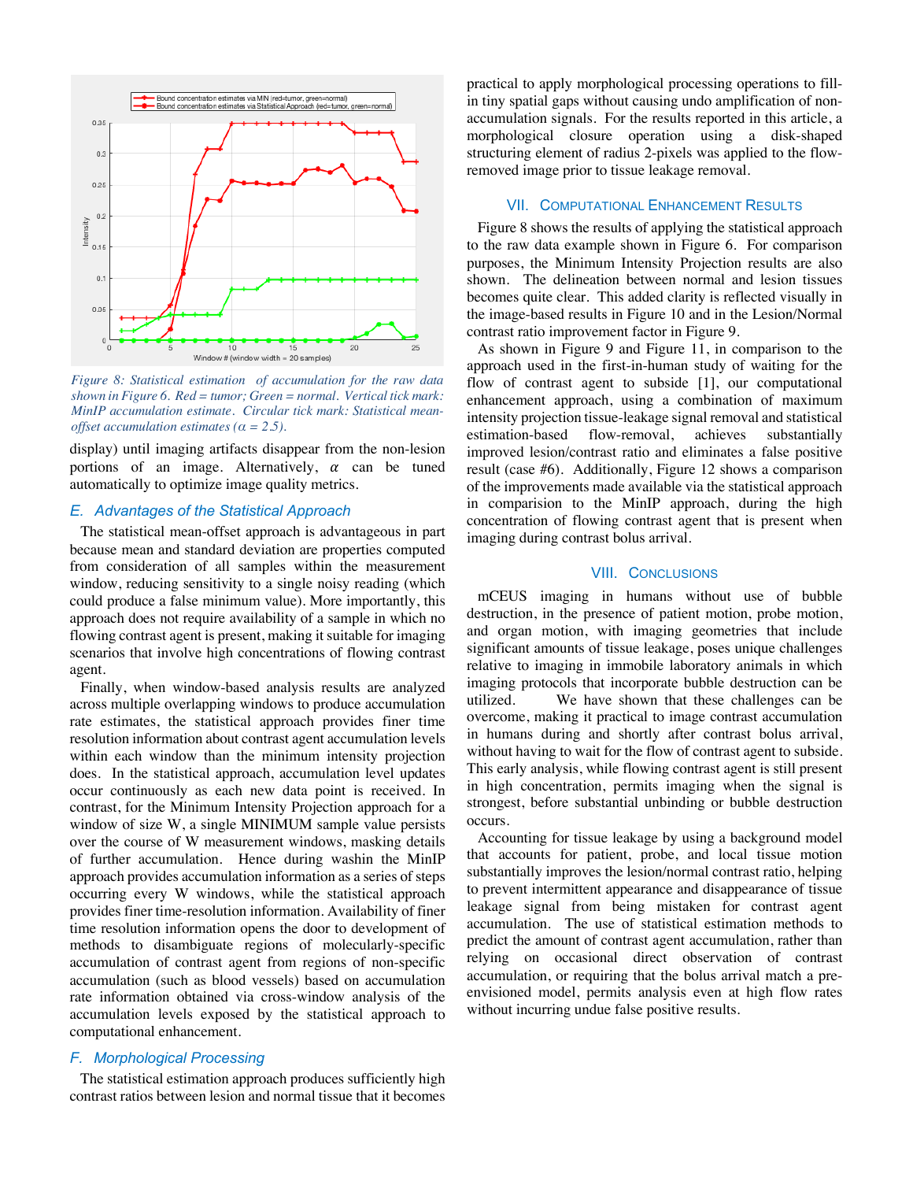Figure 8: Statistical estimation of accumulation for the raw data shown in Figure 6. Red = tumor; Green = normal. Vertical tick mark: MinIP accumulation estimate. Circular tick mark: Statistical mean-offset accumulation estimates ($\alpha = 2.5$).

display) until imaging artifacts disappear from the non-lesion portions of an image. Alternatively, $\alpha$ can be tuned automatically to optimize image quality metrics.

### E. Advantages of the Statistical Approach

The statistical mean-offset approach is advantageous in part because mean and standard deviation are properties computed from consideration of all samples within the measurement window, reducing sensitivity to a single noisy reading (which could produce a false minimum value). More importantly, this approach does not require availability of a sample in which no flowing contrast agent is present, making it suitable for imaging scenarios that involve high concentrations of flowing contrast agent.

Finally, when window-based analysis results are analyzed across multiple overlapping windows to produce accumulation rate estimates, the statistical approach provides finer time resolution information about contrast agent accumulation levels within each window than the minimum intensity projection does. In the statistical approach, accumulation level updates occur continuously as each new data point is received. In contrast, for the Minimum Intensity Projection approach for a window of size W, a single MINIMUM sample value persists over the course of W measurement windows, masking details of further accumulation. Hence during washin the MinIP approach provides accumulation information as a series of steps occurring every W windows, while the statistical approach provides finer time-resolution information. Availability of finer time resolution information opens the door to development of methods to disambiguate regions of molecularly-specific accumulation of contrast agent from regions of non-specific accumulation (such as blood vessels) based on accumulation rate information obtained via cross-window analysis of the accumulation levels exposed by the statistical approach to computational enhancement.

### F. Morphological Processing

The statistical estimation approach produces sufficiently high contrast ratios between lesion and normal tissue that it becomes practical to apply morphological processing operations to fill-in tiny spatial gaps without causing undo amplification of non-accumulation signals. For the results reported in this article, a morphological closure operation using a disk-shaped structuring element of radius 2-pixels was applied to the flow-removed image prior to tissue leakage removal.

## VII. Computational Enhancement Results

Figure 8 shows the results of applying the statistical approach to the raw data example shown in Figure 6. For comparison purposes, the Minimum Intensity Projection results are also shown. The delineation between normal and lesion tissues becomes quite clear. This added clarity is reflected visually in the image-based results in Figure 10 and in the Lesion/Normal contrast ratio improvement factor in Figure 9.

As shown in Figure 9 and Figure 11, in comparison to the approach used in the first-in-human study of waiting for the flow of contrast agent to subside [1], our computational enhancement approach, using a combination of maximum intensity projection tissue-leakage signal removal and statistical estimation-based flow-removal, achieves substantially improved lesion/contrast ratio and eliminates a false positive result (case #6). Additionally, Figure 12 shows a comparison of the improvements made available via the statistical approach in comparision to the MinIP approach, during the high concentration of flowing contrast agent that is present when imaging during contrast bolus arrival.

## VIII. Conclusions

mCEUS imaging in humans without use of bubble destruction, in the presence of patient motion, probe motion, and organ motion, with imaging geometries that include significant amounts of tissue leakage, poses unique challenges relative to imaging in immobile laboratory animals in which imaging protocols that incorporate bubble destruction can be utilized. We have shown that these challenges can be overcome, making it practical to image contrast accumulation in humans during and shortly after contrast bolus arrival, without having to wait for the flow of contrast agent to subside. This early analysis, while flowing contrast agent is still present in high concentration, permits imaging when the signal is strongest, before substantial unbinding or bubble destruction occurs.

Accounting for tissue leakage by using a background model that accounts for patient, probe, and local tissue motion substantially improves the lesion/normal contrast ratio, helping to prevent intermittent appearance and disappearance of tissue leakage signal from being mistaken for contrast agent accumulation. The use of statistical estimation methods to predict the amount of contrast agent accumulation, rather than relying on occasional direct observation of contrast accumulation, or requiring that the bolus arrival match a pre-envisioned model, permits analysis even at high flow rates without incurring undue false positive results.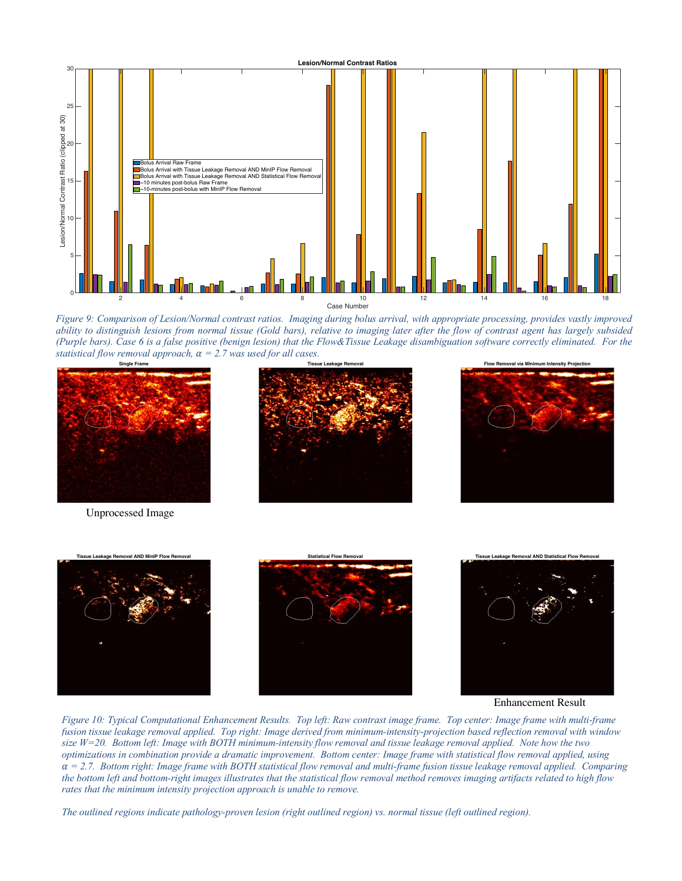*Figure 9: Comparison of Lesion/Normal contrast ratios. Imaging during bolus arrival, with appropriate processing, provides vastly improved ability to distinguish lesions from normal tissue (Gold bars), relative to imaging later after the flow of contrast agent has largely subsided (Purple bars). Case 6 is a false positive (benign lesion) that the Flow&Tissue Leakage disambiguation software correctly eliminated. For the statistical flow removal approach, $\alpha = 2.7$ was used for all cases.*

Unprocessed Image

Enhancement Result

*Figure 10: Typical Computational Enhancement Results. Top left: Raw contrast image frame. Top center: Image frame with multi-frame fusion tissue leakage removal applied. Top right: Image derived from minimum-intensity-projection based reflection removal with window size W=20. Bottom left: Image with BOTH minimum-intensity flow removal and tissue leakage removal applied. Note how the two optimizations in combination provide a dramatic improvement. Bottom center: Image frame with statistical flow removal applied, using $\alpha = 2.7$. Bottom right: Image frame with BOTH statistical flow removal and multi-frame fusion tissue leakage removal applied. Comparing the bottom left and bottom-right images illustrates that the statistical flow removal method removes imaging artifacts related to high flow rates that the minimum intensity projection approach is unable to remove.*

*The outlined regions indicate pathology-proven lesion (right outlined region) vs. normal tissue (left outlined region).*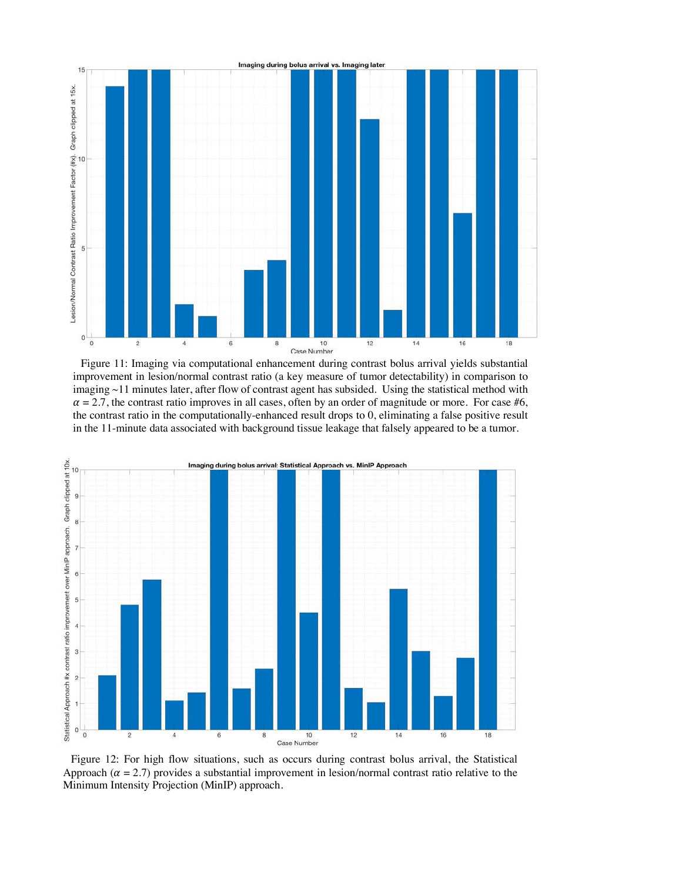Figure 11: Imaging via computational enhancement during contrast bolus arrival yields substantial improvement in lesion/normal contrast ratio (a key measure of tumor detectability) in comparison to imaging ~11 minutes later, after flow of contrast agent has subsided. Using the statistical method with $\alpha = 2.7$, the contrast ratio improves in all cases, often by an order of magnitude or more. For case #6, the contrast ratio in the computationally-enhanced result drops to 0, eliminating a false positive result in the 11-minute data associated with background tissue leakage that falsely appeared to be a tumor.

Figure 12: For high flow situations, such as occurs during contrast bolus arrival, the Statistical Approach ($\alpha = 2.7$) provides a substantial improvement in lesion/normal contrast ratio relative to the Minimum Intensity Projection (MinIP) approach.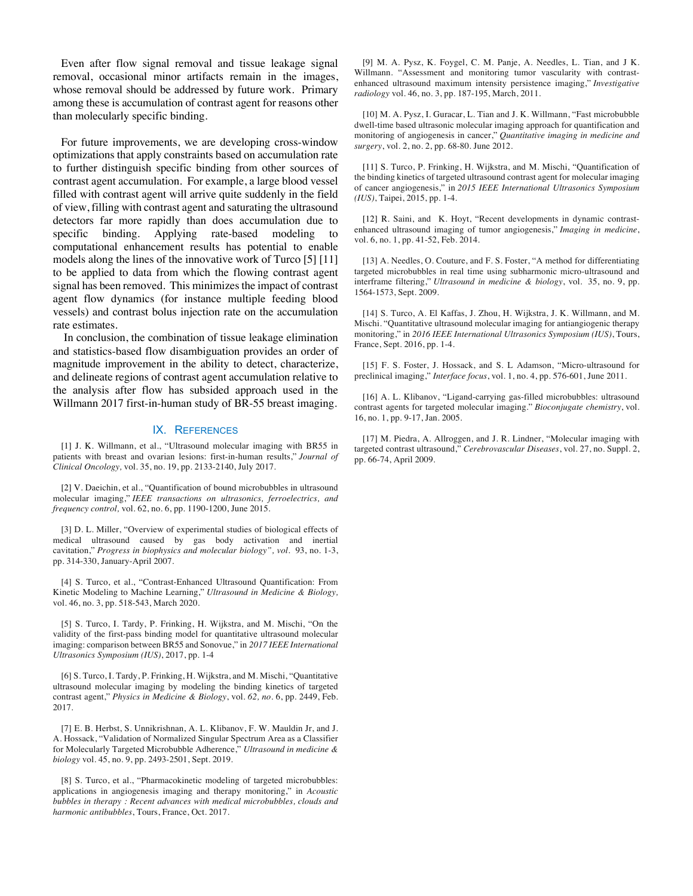Even after flow signal removal and tissue leakage signal removal, occasional minor artifacts remain in the images, whose removal should be addressed by future work. Primary among these is accumulation of contrast agent for reasons other than molecularly specific binding.

For future improvements, we are developing cross-window optimizations that apply constraints based on accumulation rate to further distinguish specific binding from other sources of contrast agent accumulation. For example, a large blood vessel filled with contrast agent will arrive quite suddenly in the field of view, filling with contrast agent and saturating the ultrasound detectors far more rapidly than does accumulation due to specific binding. Applying rate-based modeling to computational enhancement results has potential to enable models along the lines of the innovative work of Turco [5] [11] to be applied to data from which the flowing contrast agent signal has been removed. This minimizes the impact of contrast agent flow dynamics (for instance multiple feeding blood vessels) and contrast bolus injection rate on the accumulation rate estimates.

In conclusion, the combination of tissue leakage elimination and statistics-based flow disambiguation provides an order of magnitude improvement in the ability to detect, characterize, and delineate regions of contrast agent accumulation relative to the analysis after flow has subsided approach used in the Willmann 2017 first-in-human study of BR-55 breast imaging.

## IX. References

[1] J. K. Willmann, et al., "Ultrasound molecular imaging with BR55 in patients with breast and ovarian lesions: first-in-human results," *Journal of Clinical Oncology,* vol. 35, no. 19, pp. 2133-2140, July 2017.

[2] V. Daeichin, et al., "Quantification of bound microbubbles in ultrasound molecular imaging," *IEEE transactions on ultrasonics, ferroelectrics, and frequency control,* vol. 62, no. 6, pp. 1190-1200, June 2015.

[3] D. L. Miller, "Overview of experimental studies of biological effects of medical ultrasound caused by gas body activation and inertial cavitation," *Progress in biophysics and molecular biology", vol.* 93, no. 1-3, pp. 314-330, January-April 2007.

[4] S. Turco, et al., "Contrast-Enhanced Ultrasound Quantification: From Kinetic Modeling to Machine Learning," *Ultrasound in Medicine & Biology,* vol. 46, no. 3, pp. 518-543, March 2020.

[5] S. Turco, I. Tardy, P. Frinking, H. Wijkstra, and M. Mischi, "On the validity of the first-pass binding model for quantitative ultrasound molecular imaging: comparison between BR55 and Sonovue," in *2017 IEEE International Ultrasonics Symposium (IUS)*, 2017, pp. 1-4

[6] S. Turco, I. Tardy, P. Frinking, H. Wijkstra, and M. Mischi, "Quantitative ultrasound molecular imaging by modeling the binding kinetics of targeted contrast agent," *Physics in Medicine & Biology*, vol. *62, no.* 6, pp. 2449, Feb. 2017.

[7] E. B. Herbst, S. Unnikrishnan, A. L. Klibanov, F. W. Mauldin Jr, and J. A. Hossack, "Validation of Normalized Singular Spectrum Area as a Classifier for Molecularly Targeted Microbubble Adherence," *Ultrasound in medicine & biology* vol. 45, no. 9, pp. 2493-2501, Sept. 2019.

[8] S. Turco, et al., "Pharmacokinetic modeling of targeted microbubbles: applications in angiogenesis imaging and therapy monitoring," in *Acoustic bubbles in therapy : Recent advances with medical microbubbles, clouds and harmonic antibubbles*, Tours, France, Oct. 2017.

[9] M. A. Pysz, K. Foygel, C. M. Panje, A. Needles, L. Tian, and J K. Willmann. "Assessment and monitoring tumor vascularity with contrast-enhanced ultrasound maximum intensity persistence imaging," *Investigative radiology* vol. 46, no. 3, pp. 187-195, March, 2011.

[10] M. A. Pysz, I. Guracar, L. Tian and J. K. Willmann, "Fast microbubble dwell-time based ultrasonic molecular imaging approach for quantification and monitoring of angiogenesis in cancer," *Quantitative imaging in medicine and surgery*, vol. 2, no. 2, pp. 68-80. June 2012.

[11] S. Turco, P. Frinking, H. Wijkstra, and M. Mischi, "Quantification of the binding kinetics of targeted ultrasound contrast agent for molecular imaging of cancer angiogenesis," in *2015 IEEE International Ultrasonics Symposium (IUS)*, Taipei, 2015, pp. 1-4.

[12] R. Saini, and K. Hoyt, "Recent developments in dynamic contrast-enhanced ultrasound imaging of tumor angiogenesis," *Imaging in medicine*, vol. 6, no. 1, pp. 41-52, Feb. 2014.

[13] A. Needles, O. Couture, and F. S. Foster, "A method for differentiating targeted microbubbles in real time using subharmonic micro-ultrasound and interframe filtering," *Ultrasound in medicine & biology*, vol. 35, no. 9, pp. 1564-1573, Sept. 2009.

[14] S. Turco, A. El Kaffas, J. Zhou, H. Wijkstra, J. K. Willmann, and M. Mischi. "Quantitative ultrasound molecular imaging for antiangiogenic therapy monitoring," in *2016 IEEE International Ultrasonics Symposium (IUS)*, Tours, France, Sept. 2016, pp. 1-4.

[15] F. S. Foster, J. Hossack, and S. L Adamson, "Micro-ultrasound for preclinical imaging," *Interface focus*, vol. 1, no. 4, pp. 576-601, June 2011.

[16] A. L. Klibanov, "Ligand-carrying gas-filled microbubbles: ultrasound contrast agents for targeted molecular imaging." *Bioconjugate chemistry*, vol. 16, no. 1, pp. 9-17, Jan. 2005.

[17] M. Piedra, A. Allroggen, and J. R. Lindner, "Molecular imaging with targeted contrast ultrasound," *Cerebrovascular Diseases*, vol. 27, no. Suppl. 2, pp. 66-74, April 2009.